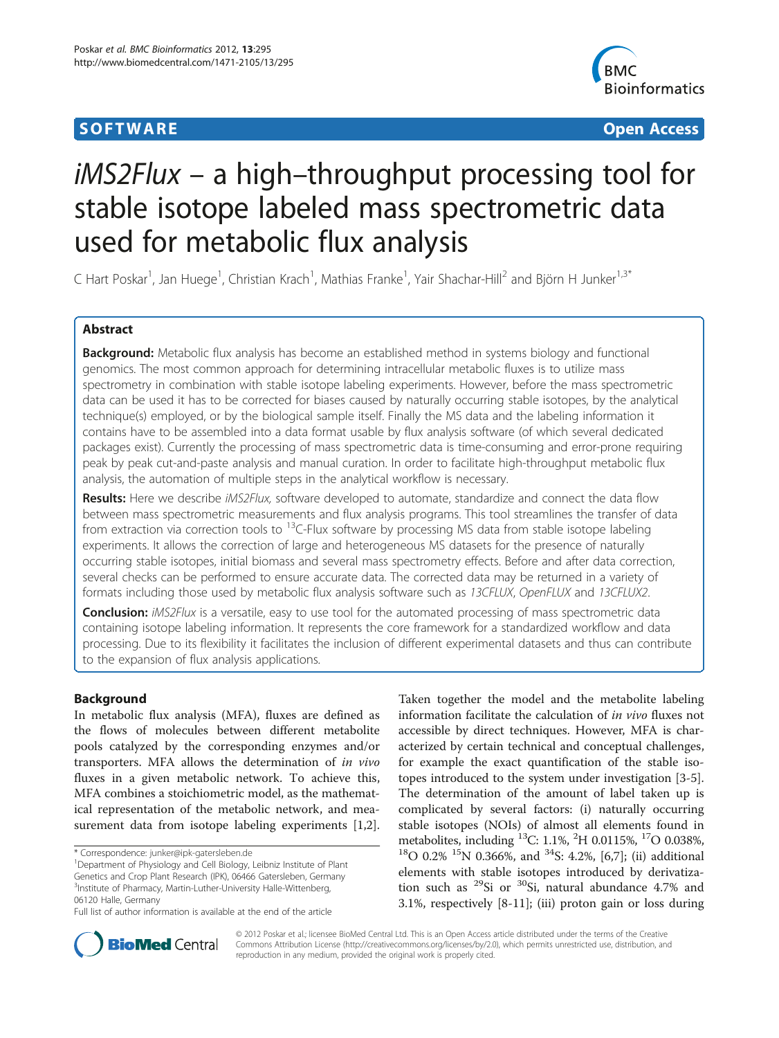**SOFTWARE** **Open Access**

# *iMS2Flux* – a high–throughput processing tool for stable isotope labeled mass spectrometric data used for metabolic flux analysis

C Hart Poskar[1], Jan Huege[1], Christian Krach[1], Mathias Franke[1], Yair Shachar-Hill[2] and Björn H Junker[1,3*]

## Abstract

**Background:** Metabolic flux analysis has become an established method in systems biology and functional genomics. The most common approach for determining intracellular metabolic fluxes is to utilize mass spectrometry in combination with stable isotope labeling experiments. However, before the mass spectrometric data can be used it has to be corrected for biases caused by naturally occurring stable isotopes, by the analytical technique(s) employed, or by the biological sample itself. Finally the MS data and the labeling information it contains have to be assembled into a data format usable by flux analysis software (of which several dedicated packages exist). Currently the processing of mass spectrometric data is time-consuming and error-prone requiring peak by peak cut-and-paste analysis and manual curation. In order to facilitate high-throughput metabolic flux analysis, the automation of multiple steps in the analytical workflow is necessary.

**Results:** Here we describe *iMS2Flux,* software developed to automate, standardize and connect the data flow between mass spectrometric measurements and flux analysis programs. This tool streamlines the transfer of data from extraction via correction tools to $^{13}$C-Flux software by processing MS data from stable isotope labeling experiments. It allows the correction of large and heterogeneous MS datasets for the presence of naturally occurring stable isotopes, initial biomass and several mass spectrometry effects. Before and after data correction, several checks can be performed to ensure accurate data. The corrected data may be returned in a variety of formats including those used by metabolic flux analysis software such as *13CFLUX*, *OpenFLUX* and *13CFLUX2*.

**Conclusion:** *iMS2Flux* is a versatile, easy to use tool for the automated processing of mass spectrometric data containing isotope labeling information. It represents the core framework for a standardized workflow and data processing. Due to its flexibility it facilitates the inclusion of different experimental datasets and thus can contribute to the expansion of flux analysis applications.

## Background

In metabolic flux analysis (MFA), fluxes are defined as the flows of molecules between different metabolite pools catalyzed by the corresponding enzymes and/or transporters. MFA allows the determination of *in vivo* fluxes in a given metabolic network. To achieve this, MFA combines a stoichiometric model, as the mathematical representation of the metabolic network, and measurement data from isotope labeling experiments [1,2]. Taken together the model and the metabolite labeling information facilitate the calculation of *in vivo* fluxes not accessible by direct techniques. However, MFA is characterized by certain technical and conceptual challenges, for example the exact quantification of the stable isotopes introduced to the system under investigation [3-5]. The determination of the amount of label taken up is complicated by several factors: (i) naturally occurring stable isotopes (NOIs) of almost all elements found in metabolites, including $^{13}$C: 1.1%, $^{2}$H 0.0115%, $^{17}$O 0.038%, $^{18}$O 0.2% $^{15}$N 0.366%, and $^{34}$S: 4.2%, [6,7]; (ii) additional elements with stable isotopes introduced by derivatization such as $^{29}$Si or $^{30}$Si, natural abundance 4.7% and 3.1%, respectively [8-11]; (iii) proton gain or loss during

\* Correspondence: junker@ipk-gatersleben.de
[1]Department of Physiology and Cell Biology, Leibniz Institute of Plant Genetics and Crop Plant Research (IPK), 06466 Gatersleben, Germany
[3]Institute of Pharmacy, Martin-Luther-University Halle-Wittenberg, 06120 Halle, Germany
Full list of author information is available at the end of the article

© 2012 Poskar et al.; licensee BioMed Central Ltd. This is an Open Access article distributed under the terms of the Creative Commons Attribution License (http://creativecommons.org/licenses/by/2.0), which permits unrestricted use, distribution, and reproduction in any medium, provided the original work is properly cited.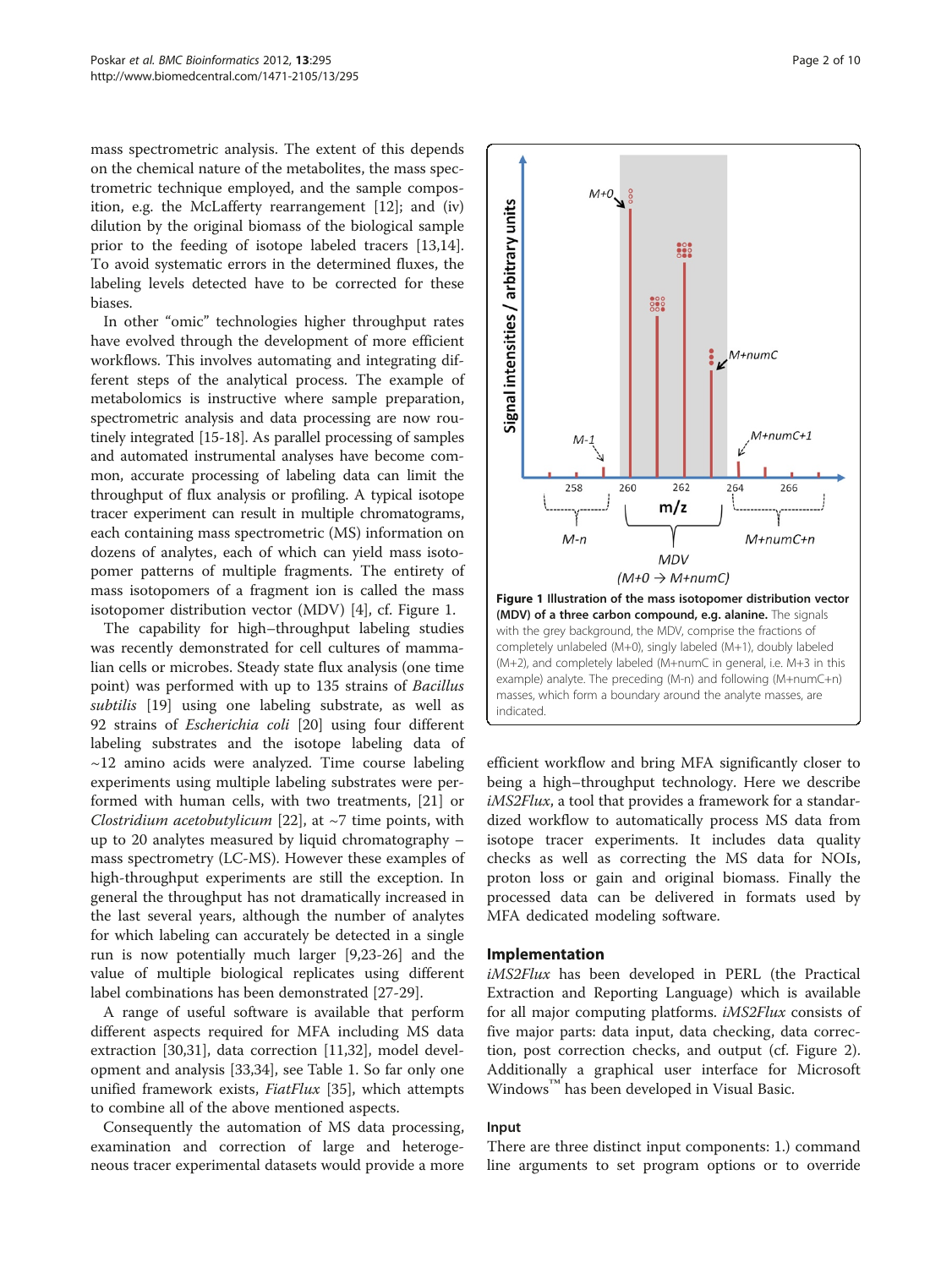mass spectrometric analysis. The extent of this depends on the chemical nature of the metabolites, the mass spectrometric technique employed, and the sample composition, e.g. the McLafferty rearrangement [12]; and (iv) dilution by the original biomass of the biological sample prior to the feeding of isotope labeled tracers [13,14]. To avoid systematic errors in the determined fluxes, the labeling levels detected have to be corrected for these biases.

In other "omic" technologies higher throughput rates have evolved through the development of more efficient workflows. This involves automating and integrating different steps of the analytical process. The example of metabolomics is instructive where sample preparation, spectrometric analysis and data processing are now routinely integrated [15-18]. As parallel processing of samples and automated instrumental analyses have become common, accurate processing of labeling data can limit the throughput of flux analysis or profiling. A typical isotope tracer experiment can result in multiple chromatograms, each containing mass spectrometric (MS) information on dozens of analytes, each of which can yield mass isotopomer patterns of multiple fragments. The entirety of mass isotopomers of a fragment ion is called the mass isotopomer distribution vector (MDV) [4], cf. Figure 1.

The capability for high–throughput labeling studies was recently demonstrated for cell cultures of mammalian cells or microbes. Steady state flux analysis (one time point) was performed with up to 135 strains of *Bacillus subtilis* [19] using one labeling substrate, as well as 92 strains of *Escherichia coli* [20] using four different labeling substrates and the isotope labeling data of ~12 amino acids were analyzed. Time course labeling experiments using multiple labeling substrates were performed with human cells, with two treatments, [21] or *Clostridium acetobutylicum* [22], at ~7 time points, with up to 20 analytes measured by liquid chromatography – mass spectrometry (LC-MS). However these examples of high-throughput experiments are still the exception. In general the throughput has not dramatically increased in the last several years, although the number of analytes for which labeling can accurately be detected in a single run is now potentially much larger [9,23-26] and the value of multiple biological replicates using different label combinations has been demonstrated [27-29].

A range of useful software is available that perform different aspects required for MFA including MS data extraction [30,31], data correction [11,32], model development and analysis [33,34], see Table 1. So far only one unified framework exists, *FiatFlux* [35], which attempts to combine all of the above mentioned aspects.

Consequently the automation of MS data processing, examination and correction of large and heterogeneous tracer experimental datasets would provide a more efficient workflow and bring MFA significantly closer to being a high–throughput technology. Here we describe *iMS2Flux*, a tool that provides a framework for a standardized workflow to automatically process MS data from isotope tracer experiments. It includes data quality checks as well as correcting the MS data for NOIs, proton loss or gain and original biomass. Finally the processed data can be delivered in formats used by MFA dedicated modeling software.

**Figure 1 Illustration of the mass isotopomer distribution vector (MDV) of a three carbon compound, e.g. alanine.** The signals with the grey background, the MDV, comprise the fractions of completely unlabeled (M+0), singly labeled (M+1), doubly labeled (M+2), and completely labeled (M+numC in general, i.e. M+3 in this example) analyte. The preceding (M-n) and following (M+numC+n) masses, which form a boundary around the analyte masses, are indicated.

## Implementation

*iMS2Flux* has been developed in PERL (the Practical Extraction and Reporting Language) which is available for all major computing platforms. *iMS2Flux* consists of five major parts: data input, data checking, data correction, post correction checks, and output (cf. Figure 2). Additionally a graphical user interface for Microsoft Windows™ has been developed in Visual Basic.

### Input

There are three distinct input components: 1.) command line arguments to set program options or to override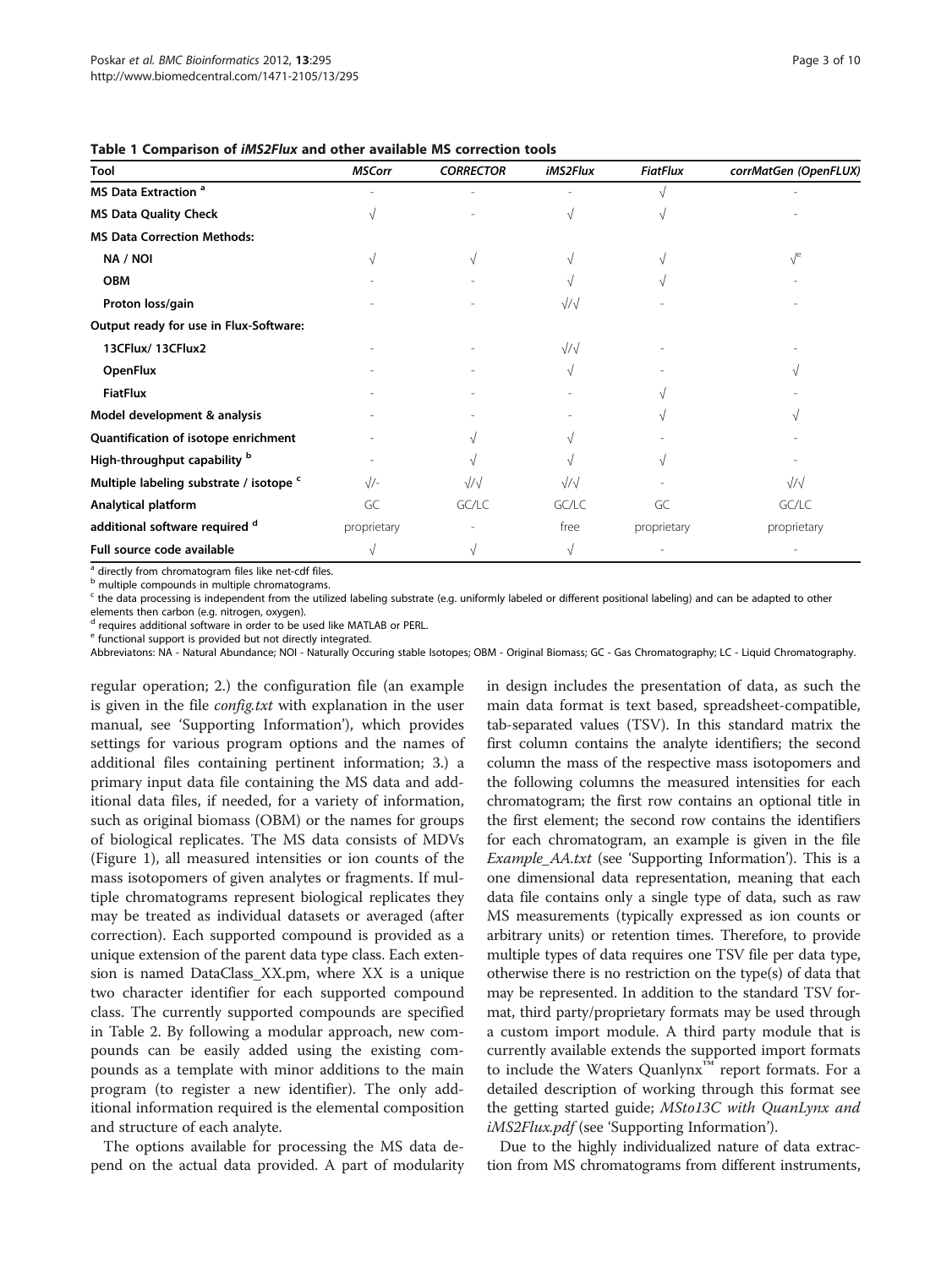**Table 1 Comparison of *iMS2Flux* and other available MS correction tools**

| Tool | *MSCorr* | *CORRECTOR* | *iMS2Flux* | *FiatFlux* | *corrMatGen (OpenFLUX)* |
|---|---|---|---|---|---|
| **MS Data Extraction** [a] | - | - | - | √ | - |
| **MS Data Quality Check** | √ | - | √ | √ | - |
| **MS Data Correction Methods:** | | | | | |
| **NA / NOI** | √ | √ | √ | √ | √[e] |
| **OBM** | - | - | √ | √ | - |
| **Proton loss/gain** | - | - | √/√ | - | - |
| **Output ready for use in Flux-Software:** | | | | | |
| **13CFlux/ 13CFlux2** | - | - | √/√ | - | - |
| **OpenFlux** | - | - | √ | - | √ |
| **FiatFlux** | - | - | - | √ | - |
| **Model development & analysis** | - | - | - | √ | √ |
| **Quantification of isotope enrichment** | - | √ | √ | - | - |
| **High-throughput capability** [b] | - | √ | √ | √ | - |
| **Multiple labeling substrate / isotope** [c] | √/- | √/√ | √/√ | - | √/√ |
| **Analytical platform** | GC | GC/LC | GC/LC | GC | GC/LC |
| **additional software required** [d] | proprietary | - | free | proprietary | proprietary |
| **Full source code available** | √ | √ | √ | - | - |

[a] directly from chromatogram files like net-cdf files.
[b] multiple compounds in multiple chromatograms.
[c] the data processing is independent from the utilized labeling substrate (e.g. uniformly labeled or different positional labeling) and can be adapted to other elements then carbon (e.g. nitrogen, oxygen).
[d] requires additional software in order to be used like MATLAB or PERL.
[e] functional support is provided but not directly integrated.
Abbreviatons: NA - Natural Abundance; NOI - Naturally Occuring stable Isotopes; OBM - Original Biomass; GC - Gas Chromatography; LC - Liquid Chromatography.

regular operation; 2.) the configuration file (an example is given in the file *config.txt* with explanation in the user manual, see 'Supporting Information'), which provides settings for various program options and the names of additional files containing pertinent information; 3.) a primary input data file containing the MS data and additional data files, if needed, for a variety of information, such as original biomass (OBM) or the names for groups of biological replicates. The MS data consists of MDVs (Figure 1), all measured intensities or ion counts of the mass isotopomers of given analytes or fragments. If multiple chromatograms represent biological replicates they may be treated as individual datasets or averaged (after correction). Each supported compound is provided as a unique extension of the parent data type class. Each extension is named DataClass_XX.pm, where XX is a unique two character identifier for each supported compound class. The currently supported compounds are specified in Table 2. By following a modular approach, new compounds can be easily added using the existing compounds as a template with minor additions to the main program (to register a new identifier). The only additional information required is the elemental composition and structure of each analyte.

The options available for processing the MS data depend on the actual data provided. A part of modularity in design includes the presentation of data, as such the main data format is text based, spreadsheet-compatible, tab-separated values (TSV). In this standard matrix the first column contains the analyte identifiers; the second column the mass of the respective mass isotopomers and the following columns the measured intensities for each chromatogram; the first row contains an optional title in the first element; the second row contains the identifiers for each chromatogram, an example is given in the file *Example_AA.txt* (see 'Supporting Information'). This is a one dimensional data representation, meaning that each data file contains only a single type of data, such as raw MS measurements (typically expressed as ion counts or arbitrary units) or retention times. Therefore, to provide multiple types of data requires one TSV file per data type, otherwise there is no restriction on the type(s) of data that may be represented. In addition to the standard TSV format, third party/proprietary formats may be used through a custom import module. A third party module that is currently available extends the supported import formats to include the Waters Quanlynx™ report formats. For a detailed description of working through this format see the getting started guide; *MSto13C with QuanLynx and iMS2Flux.pdf* (see 'Supporting Information').

Due to the highly individualized nature of data extraction from MS chromatograms from different instruments,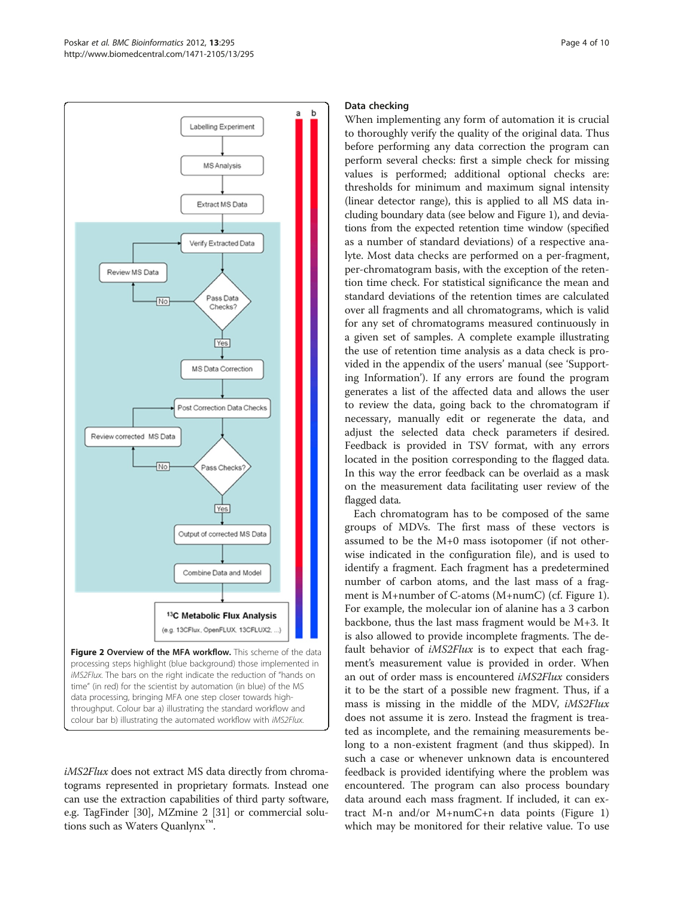Labelling Experiment

MS Analysis

Extract MS Data

Verify Extracted Data

Review MS Data

Pass Data Checks?

No

Yes

MS Data Correction

Post Correction Data Checks

Review corrected MS Data

Pass Checks?

No

Yes

Output of corrected MS Data

Combine Data and Model

$^{13}$C Metabolic Flux Analysis

(e.g. 13CFlux, OpenFLUX, 13CFLUX2, ...)

a b

**Figure 2 Overview of the MFA workflow.** This scheme of the data processing steps highlight (blue background) those implemented in *iMS2Flux*. The bars on the right indicate the reduction of "hands on time" (in red) for the scientist by automation (in blue) of the MS data processing, bringing MFA one step closer towards high-throughput. Colour bar a) illustrating the standard workflow and colour bar b) illustrating the automated workflow with *iMS2Flux*.

*iMS2Flux* does not extract MS data directly from chromatograms represented in proprietary formats. Instead one can use the extraction capabilities of third party software, e.g. TagFinder [30], MZmine 2 [31] or commercial solutions such as Waters Quanlynx™.

### Data checking

When implementing any form of automation it is crucial to thoroughly verify the quality of the original data. Thus before performing any data correction the program can perform several checks: first a simple check for missing values is performed; additional optional checks are: thresholds for minimum and maximum signal intensity (linear detector range), this is applied to all MS data including boundary data (see below and Figure 1), and deviations from the expected retention time window (specified as a number of standard deviations) of a respective analyte. Most data checks are performed on a per-fragment, per-chromatogram basis, with the exception of the retention time check. For statistical significance the mean and standard deviations of the retention times are calculated over all fragments and all chromatograms, which is valid for any set of chromatograms measured continuously in a given set of samples. A complete example illustrating the use of retention time analysis as a data check is provided in the appendix of the users' manual (see 'Supporting Information'). If any errors are found the program generates a list of the affected data and allows the user to review the data, going back to the chromatogram if necessary, manually edit or regenerate the data, and adjust the selected data check parameters if desired. Feedback is provided in TSV format, with any errors located in the position corresponding to the flagged data. In this way the error feedback can be overlaid as a mask on the measurement data facilitating user review of the flagged data.

Each chromatogram has to be composed of the same groups of MDVs. The first mass of these vectors is assumed to be the M+0 mass isotopomer (if not otherwise indicated in the configuration file), and is used to identify a fragment. Each fragment has a predetermined number of carbon atoms, and the last mass of a fragment is M+number of C-atoms (M+numC) (cf. Figure 1). For example, the molecular ion of alanine has a 3 carbon backbone, thus the last mass fragment would be M+3. It is also allowed to provide incomplete fragments. The default behavior of *iMS2Flux* is to expect that each fragment's measurement value is provided in order. When an out of order mass is encountered *iMS2Flux* considers it to be the start of a possible new fragment. Thus, if a mass is missing in the middle of the MDV, *iMS2Flux* does not assume it is zero. Instead the fragment is treated as incomplete, and the remaining measurements belong to a non-existent fragment (and thus skipped). In such a case or whenever unknown data is encountered feedback is provided identifying where the problem was encountered. The program can also process boundary data around each mass fragment. If included, it can extract M-n and/or M+numC+n data points (Figure 1) which may be monitored for their relative value. To use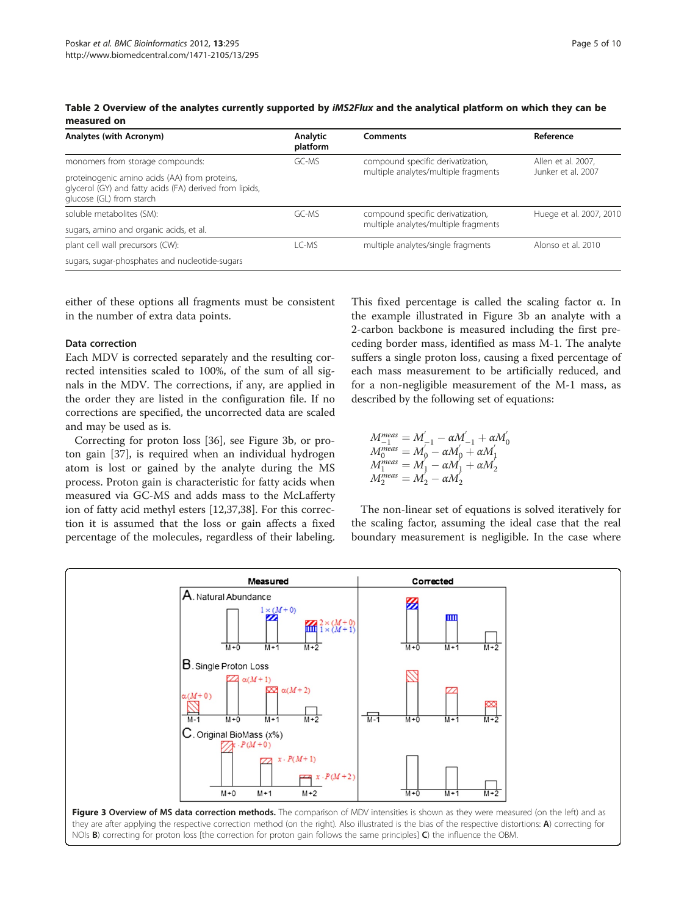**Table 2 Overview of the analytes currently supported by *iMS2Flux* and the analytical platform on which they can be measured on**

| Analytes (with Acronym) | Analytic platform | Comments | Reference |
|---|---|---|---|
| monomers from storage compounds: proteinogenic amino acids (AA) from proteins, glycerol (GY) and fatty acids (FA) derived from lipids, glucose (GL) from starch | GC-MS | compound specific derivatization, multiple analytes/multiple fragments | Allen et al. 2007, Junker et al. 2007 |
| soluble metabolites (SM): sugars, amino and organic acids, et al. | GC-MS | compound specific derivatization, multiple analytes/multiple fragments | Huege et al. 2007, 2010 |
| plant cell wall precursors (CW): sugars, sugar-phosphates and nucleotide-sugars | LC-MS | multiple analytes/single fragments | Alonso et al. 2010 |

either of these options all fragments must be consistent in the number of extra data points.

### Data correction

Each MDV is corrected separately and the resulting corrected intensities scaled to 100%, of the sum of all signals in the MDV. The corrections, if any, are applied in the order they are listed in the configuration file. If no corrections are specified, the uncorrected data are scaled and may be used as is.

Correcting for proton loss [36], see Figure 3b, or proton gain [37], is required when an individual hydrogen atom is lost or gained by the analyte during the MS process. Proton gain is characteristic for fatty acids when measured via GC-MS and adds mass to the McLafferty ion of fatty acid methyl esters [12,37,38]. For this correction it is assumed that the loss or gain affects a fixed percentage of the molecules, regardless of their labeling. This fixed percentage is called the scaling factor α. In the example illustrated in Figure 3b an analyte with a 2-carbon backbone is measured including the first preceding border mass, identified as mass M-1. The analyte suffers a single proton loss, causing a fixed percentage of each mass measurement to be artificially reduced, and for a non-negligible measurement of the M-1 mass, as described by the following set of equations:

$$
\begin{aligned}
M_{-1}^{meas} &= M_{-1}^{'} - \alpha M_{-1}^{'} + \alpha M_{0}^{'} \\
M_{0}^{meas} &= M_{0}^{'} - \alpha M_{0}^{'} + \alpha M_{1}^{'} \\
M_{1}^{meas} &= M_{1}^{'} - \alpha M_{1}^{'} + \alpha M_{2}^{'} \\
M_{2}^{meas} &= M_{2}^{'} - \alpha M_{2}^{'}
\end{aligned}
$$

The non-linear set of equations is solved iteratively for the scaling factor, assuming the ideal case that the real boundary measurement is negligible. In the case where

**Figure 3 Overview of MS data correction methods.** The comparison of MDV intensities is shown as they were measured (on the left) and as they are after applying the respective correction method (on the right). Also illustrated is the bias of the respective distortions: **A**) correcting for NOIs **B**) correcting for proton loss [the correction for proton gain follows the same principles] **C**) the influence the OBM.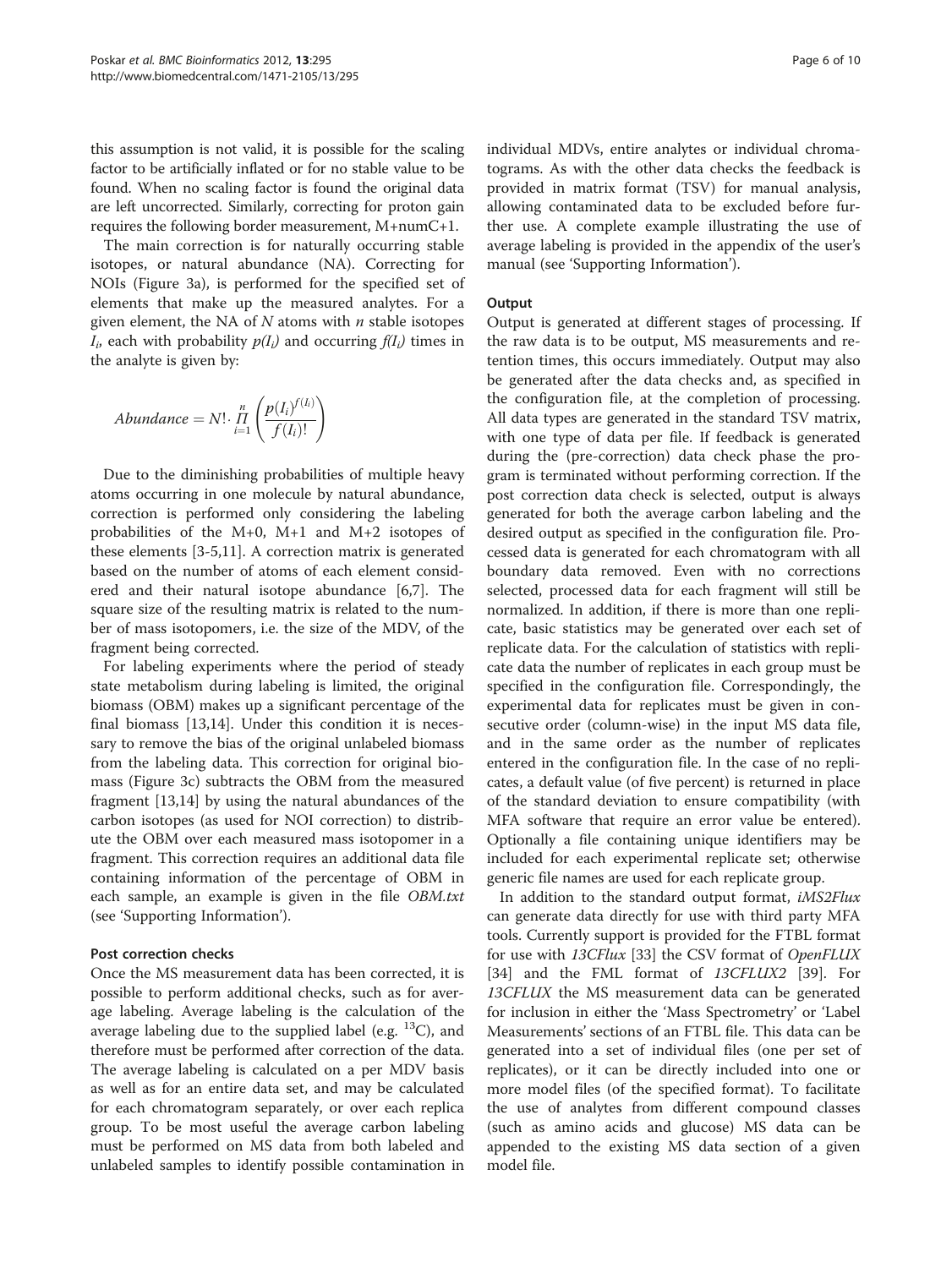this assumption is not valid, it is possible for the scaling factor to be artificially inflated or for no stable value to be found. When no scaling factor is found the original data are left uncorrected. Similarly, correcting for proton gain requires the following border measurement, M+numC+1.

The main correction is for naturally occurring stable isotopes, or natural abundance (NA). Correcting for NOIs (Figure 3a), is performed for the specified set of elements that make up the measured analytes. For a given element, the NA of $N$ atoms with $n$ stable isotopes $I_i$, each with probability $p(I_i)$ and occurring $f(I_i)$ times in the analyte is given by:

$$Abundance = N! \cdot \prod_{i=1}^{n} \left( \frac{p(I_i)^{f(I_i)}}{f(I_i)!} \right)$$

Due to the diminishing probabilities of multiple heavy atoms occurring in one molecule by natural abundance, correction is performed only considering the labeling probabilities of the M+0, M+1 and M+2 isotopes of these elements [3-5,11]. A correction matrix is generated based on the number of atoms of each element considered and their natural isotope abundance [6,7]. The square size of the resulting matrix is related to the number of mass isotopomers, i.e. the size of the MDV, of the fragment being corrected.

For labeling experiments where the period of steady state metabolism during labeling is limited, the original biomass (OBM) makes up a significant percentage of the final biomass [13,14]. Under this condition it is necessary to remove the bias of the original unlabeled biomass from the labeling data. This correction for original biomass (Figure 3c) subtracts the OBM from the measured fragment [13,14] by using the natural abundances of the carbon isotopes (as used for NOI correction) to distribute the OBM over each measured mass isotopomer in a fragment. This correction requires an additional data file containing information of the percentage of OBM in each sample, an example is given in the file *OBM.txt* (see 'Supporting Information').

### Post correction checks

Once the MS measurement data has been corrected, it is possible to perform additional checks, such as for average labeling. Average labeling is the calculation of the average labeling due to the supplied label (e.g. $^{13}C$), and therefore must be performed after correction of the data. The average labeling is calculated on a per MDV basis as well as for an entire data set, and may be calculated for each chromatogram separately, or over each replica group. To be most useful the average carbon labeling must be performed on MS data from both labeled and unlabeled samples to identify possible contamination in individual MDVs, entire analytes or individual chromatograms. As with the other data checks the feedback is provided in matrix format (TSV) for manual analysis, allowing contaminated data to be excluded before further use. A complete example illustrating the use of average labeling is provided in the appendix of the user's manual (see 'Supporting Information').

### Output

Output is generated at different stages of processing. If the raw data is to be output, MS measurements and retention times, this occurs immediately. Output may also be generated after the data checks and, as specified in the configuration file, at the completion of processing. All data types are generated in the standard TSV matrix, with one type of data per file. If feedback is generated during the (pre-correction) data check phase the program is terminated without performing correction. If the post correction data check is selected, output is always generated for both the average carbon labeling and the desired output as specified in the configuration file. Processed data is generated for each chromatogram with all boundary data removed. Even with no corrections selected, processed data for each fragment will still be normalized. In addition, if there is more than one replicate, basic statistics may be generated over each set of replicate data. For the calculation of statistics with replicate data the number of replicates in each group must be specified in the configuration file. Correspondingly, the experimental data for replicates must be given in consecutive order (column-wise) in the input MS data file, and in the same order as the number of replicates entered in the configuration file. In the case of no replicates, a default value (of five percent) is returned in place of the standard deviation to ensure compatibility (with MFA software that require an error value be entered). Optionally a file containing unique identifiers may be included for each experimental replicate set; otherwise generic file names are used for each replicate group.

In addition to the standard output format, *iMS2Flux* can generate data directly for use with third party MFA tools. Currently support is provided for the FTBL format for use with *13CFlux* [33] the CSV format of *OpenFLUX* [34] and the FML format of *13CFLUX2* [39]. For *13CFLUX* the MS measurement data can be generated for inclusion in either the 'Mass Spectrometry' or 'Label Measurements' sections of an FTBL file. This data can be generated into a set of individual files (one per set of replicates), or it can be directly included into one or more model files (of the specified format). To facilitate the use of analytes from different compound classes (such as amino acids and glucose) MS data can be appended to the existing MS data section of a given model file.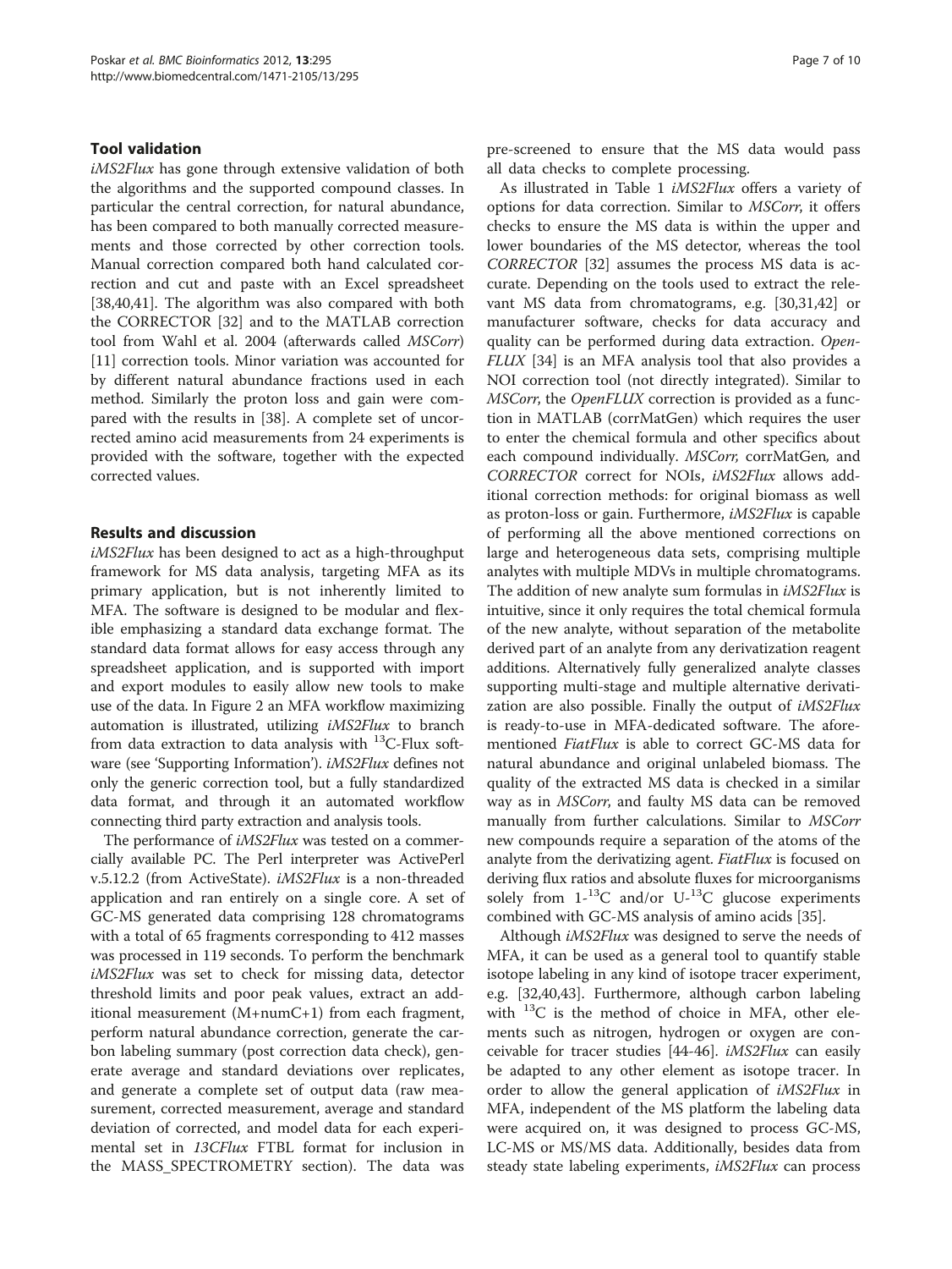## Tool validation

*iMS2Flux* has gone through extensive validation of both the algorithms and the supported compound classes. In particular the central correction, for natural abundance, has been compared to both manually corrected measurements and those corrected by other correction tools. Manual correction compared both hand calculated correction and cut and paste with an Excel spreadsheet [38,40,41]. The algorithm was also compared with both the CORRECTOR [32] and to the MATLAB correction tool from Wahl et al. 2004 (afterwards called *MSCorr*) [11] correction tools. Minor variation was accounted for by different natural abundance fractions used in each method. Similarly the proton loss and gain were compared with the results in [38]. A complete set of uncorrected amino acid measurements from 24 experiments is provided with the software, together with the expected corrected values.

## Results and discussion

*iMS2Flux* has been designed to act as a high-throughput framework for MS data analysis, targeting MFA as its primary application, but is not inherently limited to MFA. The software is designed to be modular and flexible emphasizing a standard data exchange format. The standard data format allows for easy access through any spreadsheet application, and is supported with import and export modules to easily allow new tools to make use of the data. In Figure 2 an MFA workflow maximizing automation is illustrated, utilizing *iMS2Flux* to branch from data extraction to data analysis with $^{13}$C-Flux software (see 'Supporting Information'). *iMS2Flux* defines not only the generic correction tool, but a fully standardized data format, and through it an automated workflow connecting third party extraction and analysis tools.

The performance of *iMS2Flux* was tested on a commercially available PC. The Perl interpreter was ActivePerl v.5.12.2 (from ActiveState). *iMS2Flux* is a non-threaded application and ran entirely on a single core. A set of GC-MS generated data comprising 128 chromatograms with a total of 65 fragments corresponding to 412 masses was processed in 119 seconds. To perform the benchmark *iMS2Flux* was set to check for missing data, detector threshold limits and poor peak values, extract an additional measurement (M+numC+1) from each fragment, perform natural abundance correction, generate the carbon labeling summary (post correction data check), generate average and standard deviations over replicates, and generate a complete set of output data (raw measurement, corrected measurement, average and standard deviation of corrected, and model data for each experimental set in *13CFlux* FTBL format for inclusion in the MASS_SPECTROMETRY section). The data was pre-screened to ensure that the MS data would pass all data checks to complete processing.

As illustrated in Table 1 *iMS2Flux* offers a variety of options for data correction. Similar to *MSCorr*, it offers checks to ensure the MS data is within the upper and lower boundaries of the MS detector, whereas the tool *CORRECTOR* [32] assumes the process MS data is accurate. Depending on the tools used to extract the relevant MS data from chromatograms, e.g. [30,31,42] or manufacturer software, checks for data accuracy and quality can be performed during data extraction. *OpenFLUX* [34] is an MFA analysis tool that also provides a NOI correction tool (not directly integrated). Similar to *MSCorr*, the *OpenFLUX* correction is provided as a function in MATLAB (corrMatGen) which requires the user to enter the chemical formula and other specifics about each compound individually. *MSCorr*, corrMatGen, and *CORRECTOR* correct for NOIs, *iMS2Flux* allows additional correction methods: for original biomass as well as proton-loss or gain. Furthermore, *iMS2Flux* is capable of performing all the above mentioned corrections on large and heterogeneous data sets, comprising multiple analytes with multiple MDVs in multiple chromatograms. The addition of new analyte sum formulas in *iMS2Flux* is intuitive, since it only requires the total chemical formula of the new analyte, without separation of the metabolite derived part of an analyte from any derivatization reagent additions. Alternatively fully generalized analyte classes supporting multi-stage and multiple alternative derivatization are also possible. Finally the output of *iMS2Flux* is ready-to-use in MFA-dedicated software. The aforementioned *FiatFlux* is able to correct GC-MS data for natural abundance and original unlabeled biomass. The quality of the extracted MS data is checked in a similar way as in *MSCorr*, and faulty MS data can be removed manually from further calculations. Similar to *MSCorr* new compounds require a separation of the atoms of the analyte from the derivatizing agent. *FiatFlux* is focused on deriving flux ratios and absolute fluxes for microorganisms solely from 1-$^{13}$C and/or U-$^{13}$C glucose experiments combined with GC-MS analysis of amino acids [35].

Although *iMS2Flux* was designed to serve the needs of MFA, it can be used as a general tool to quantify stable isotope labeling in any kind of isotope tracer experiment, e.g. [32,40,43]. Furthermore, although carbon labeling with $^{13}$C is the method of choice in MFA, other elements such as nitrogen, hydrogen or oxygen are conceivable for tracer studies [44-46]. *iMS2Flux* can easily be adapted to any other element as isotope tracer. In order to allow the general application of *iMS2Flux* in MFA, independent of the MS platform the labeling data were acquired on, it was designed to process GC-MS, LC-MS or MS/MS data. Additionally, besides data from steady state labeling experiments, *iMS2Flux* can process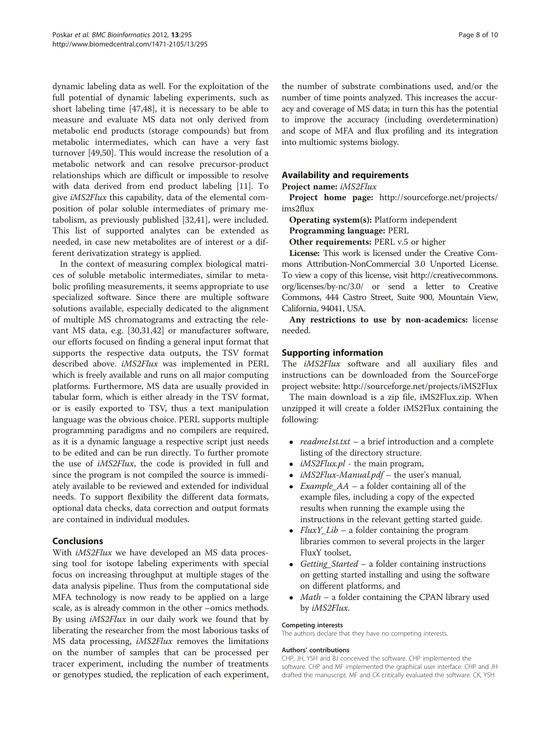dynamic labeling data as well. For the exploitation of the full potential of dynamic labeling experiments, such as short labeling time [47,48], it is necessary to be able to measure and evaluate MS data not only derived from metabolic end products (storage compounds) but from metabolic intermediates, which can have a very fast turnover [49,50]. This would increase the resolution of a metabolic network and can resolve precursor-product relationships which are difficult or impossible to resolve with data derived from end product labeling [11]. To give *iMS2Flux* this capability, data of the elemental composition of polar soluble intermediates of primary metabolism, as previously published [32,41], were included. This list of supported analytes can be extended as needed, in case new metabolites are of interest or a different derivatization strategy is applied.

In the context of measuring complex biological matrices of soluble metabolic intermediates, similar to metabolic profiling measurements, it seems appropriate to use specialized software. Since there are multiple software solutions available, especially dedicated to the alignment of multiple MS chromatograms and extracting the relevant MS data, e.g. [30,31,42] or manufacturer software, our efforts focused on finding a general input format that supports the respective data outputs, the TSV format described above. *iMS2Flux* was implemented in PERL which is freely available and runs on all major computing platforms. Furthermore, MS data are usually provided in tabular form, which is either already in the TSV format, or is easily exported to TSV, thus a text manipulation language was the obvious choice. PERL supports multiple programming paradigms and no compilers are required, as it is a dynamic language a respective script just needs to be edited and can be run directly. To further promote the use of *iMS2Flux*, the code is provided in full and since the program is not compiled the source is immediately available to be reviewed and extended for individual needs. To support flexibility the different data formats, optional data checks, data correction and output formats are contained in individual modules.

## Conclusions

With *iMS2Flux* we have developed an MS data processing tool for isotope labeling experiments with special focus on increasing throughput at multiple stages of the data analysis pipeline. Thus from the computational side MFA technology is now ready to be applied on a large scale, as is already common in the other –omics methods. By using *iMS2Flux* in our daily work we found that by liberating the researcher from the most laborious tasks of MS data processing, *iMS2Flux* removes the limitations on the number of samples that can be processed per tracer experiment, including the number of treatments or genotypes studied, the replication of each experiment, the number of substrate combinations used, and/or the number of time points analyzed. This increases the accuracy and coverage of MS data; in turn this has the potential to improve the accuracy (including overdetermination) and scope of MFA and flux profiling and its integration into multiomic systems biology.

## Availability and requirements

**Project name:** *iMS2Flux*

**Project home page:** http://sourceforge.net/projects/ims2flux

**Operating system(s):** Platform independent

**Programming language:** PERL

**Other requirements:** PERL v.5 or higher

**License:** This work is licensed under the Creative Commons Attribution-NonCommercial 3.0 Unported License. To view a copy of this license, visit http://creativecommons.org/licenses/by-nc/3.0/ or send a letter to Creative Commons, 444 Castro Street, Suite 900, Mountain View, California, 94041, USA.

**Any restrictions to use by non-academics:** license needed.

## Supporting information

The *iMS2Flux* software and all auxiliary files and instructions can be downloaded from the SourceForge project website: http://sourceforge.net/projects/iMS2Flux

The main download is a zip file, iMS2Flux.zip. When unzipped it will create a folder iMS2Flux containing the following:

- *readme1st.txt* – a brief introduction and a complete listing of the directory structure.
- *iMS2Flux.pl* - the main program,
- *iMS2Flux-Manual.pdf* – the user's manual,
- *Example_AA* – a folder containing all of the example files, including a copy of the expected results when running the example using the instructions in the relevant getting started guide.
- *FluxY_Lib* – a folder containing the program libraries common to several projects in the larger FluxY toolset,
- *Getting_Started* – a folder containing instructions on getting started installing and using the software on different platforms, and
- *Math* – a folder containing the CPAN library used by *iMS2Flux*.

#### Competing interests

The authors declare that they have no competing interests.

#### Authors' contributions

CHP, JH, YSH and BJ conceived the software. CHP implemented the software. CHP and MF implemented the graphical user interface. CHP and JH drafted the manuscript. MF and CK critically evaluated the software. CK, YSH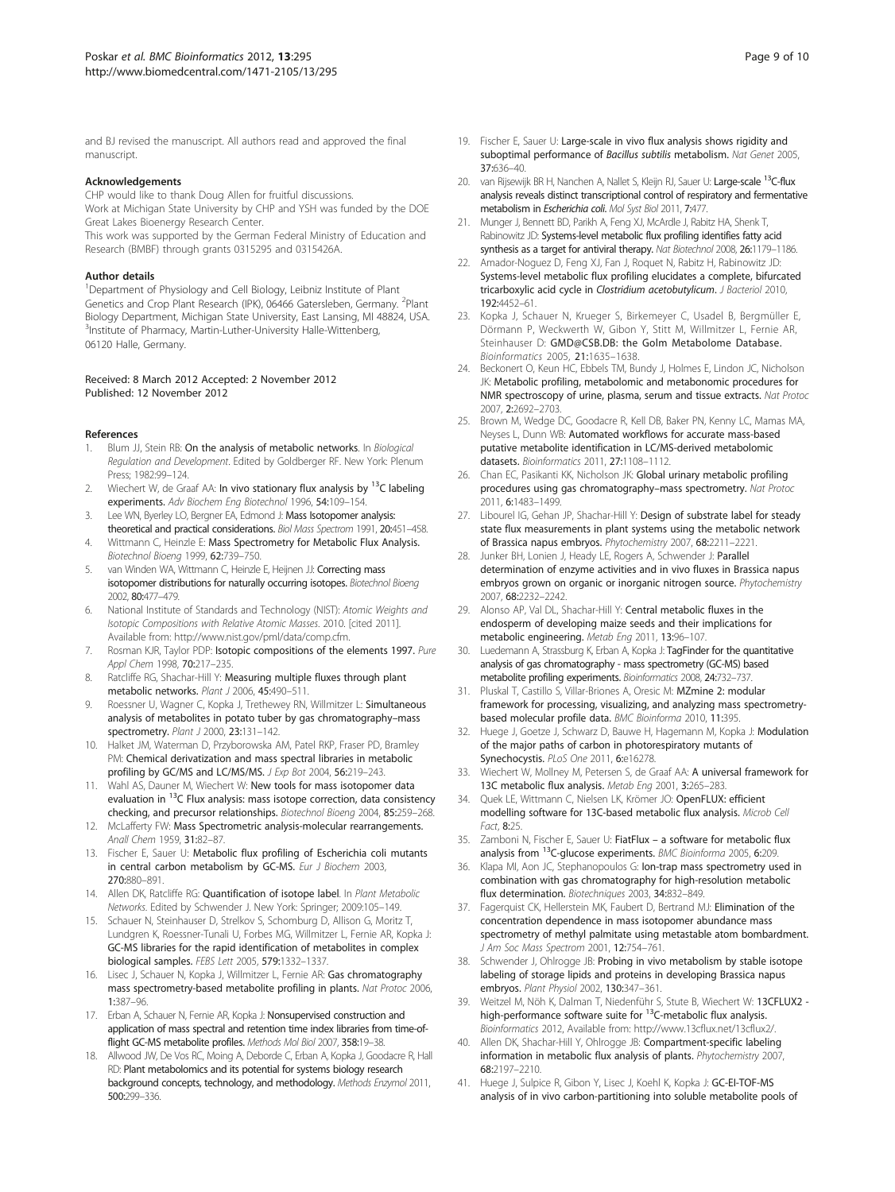and BJ revised the manuscript. All authors read and approved the final manuscript.

#### Acknowledgements

CHP would like to thank Doug Allen for fruitful discussions.
Work at Michigan State University by CHP and YSH was funded by the DOE Great Lakes Bioenergy Research Center.
This work was supported by the German Federal Ministry of Education and Research (BMBF) through grants 0315295 and 0315426A.

#### Author details

[1]Department of Physiology and Cell Biology, Leibniz Institute of Plant Genetics and Crop Plant Research (IPK), 06466 Gatersleben, Germany. [2]Plant Biology Department, Michigan State University, East Lansing, MI 48824, USA. [3]Institute of Pharmacy, Martin-Luther-University Halle-Wittenberg, 06120 Halle, Germany.

Received: 8 March 2012 Accepted: 2 November 2012
Published: 12 November 2012

#### References

1. Blum JJ, Stein RB: **On the analysis of metabolic networks.** In *Biological Regulation and Development*. Edited by Goldberger RF. New York: Plenum Press; 1982:99–124.
2. Wiechert W, de Graaf AA: **In vivo stationary flux analysis by $^{13}$C labeling experiments.** *Adv Biochem Eng Biotechnol* 1996, **54:**109–154.
3. Lee WN, Byerley LO, Bergner EA, Edmond J: **Mass Isotopomer analysis: theoretical and practical considerations.** *Biol Mass Spectrom* 1991, **20:**451–458.
4. Wittmann C, Heinzle E: **Mass Spectrometry for Metabolic Flux Analysis.** *Biotechnol Bioeng* 1999, **62:**739–750.
5. van Winden WA, Wittmann C, Heinzle E, Heijnen JJ: **Correcting mass isotopomer distributions for naturally occurring isotopes.** *Biotechnol Bioeng* 2002, **80:**477–479.
6. National Institute of Standards and Technology (NIST): *Atomic Weights and Isotopic Compositions with Relative Atomic Masses*. 2010. [cited 2011]. Available from: http://www.nist.gov/pml/data/comp.cfm.
7. Rosman KJR, Taylor PDP: **Isotopic compositions of the elements 1997.** *Pure Appl Chem* 1998, **70:**217–235.
8. Ratcliffe RG, Shachar-Hill Y: **Measuring multiple fluxes through plant metabolic networks.** *Plant J* 2006, **45:**490–511.
9. Roessner U, Wagner C, Kopka J, Trethewey RN, Willmitzer L: **Simultaneous analysis of metabolites in potato tuber by gas chromatography–mass spectrometry.** *Plant J* 2000, **23:**131–142.
10. Halket JM, Waterman D, Przyborowska AM, Patel RKP, Fraser PD, Bramley PM: **Chemical derivatization and mass spectral libraries in metabolic profiling by GC/MS and LC/MS/MS.** *J Exp Bot* 2004, **56:**219–243.
11. Wahl AS, Dauner M, Wiechert W: **New tools for mass isotopomer data evaluation in $^{13}$C Flux analysis: mass isotope correction, data consistency checking, and precursor relationships.** *Biotechnol Bioeng* 2004, **85:**259–268.
12. McLafferty FW: **Mass Spectrometric analysis-molecular rearrangements.** *Anall Chem* 1959, **31:**82–87.
13. Fischer E, Sauer U: **Metabolic flux profiling of Escherichia coli mutants in central carbon metabolism by GC-MS.** *Eur J Biochem* 2003, **270:**880–891.
14. Allen DK, Ratcliffe RG: **Quantification of isotope label.** In *Plant Metabolic Networks*. Edited by Schwender J. New York: Springer; 2009:105–149.
15. Schauer N, Steinhauser D, Strelkov S, Schomburg D, Allison G, Moritz T, Lundgren K, Roessner-Tunali U, Forbes MG, Willmitzer L, Fernie AR, Kopka J: **GC-MS libraries for the rapid identification of metabolites in complex biological samples.** *FEBS Lett* 2005, **579:**1332–1337.
16. Lisec J, Schauer N, Kopka J, Willmitzer L, Fernie AR: **Gas chromatography mass spectrometry-based metabolite profiling in plants.** *Nat Protoc* 2006, **1:**387–96.
17. Erban A, Schauer N, Fernie AR, Kopka J: **Nonsupervised construction and application of mass spectral and retention time index libraries from time-of-flight GC-MS metabolite profiles.** *Methods Mol Biol* 2007, **358:**19–38.
18. Allwood JW, De Vos RC, Moing A, Deborde C, Erban A, Kopka J, Goodacre R, Hall RD: **Plant metabolomics and its potential for systems biology research background concepts, technology, and methodology.** *Methods Enzymol* 2011, **500:**299–336.
19. Fischer E, Sauer U: **Large-scale in vivo flux analysis shows rigidity and suboptimal performance of *Bacillus subtilis* metabolism.** *Nat Genet* 2005, **37:**636–40.
20. van Rijsewijk BR H, Nanchen A, Nallet S, Kleijn RJ, Sauer U: **Large-scale $^{13}$C-flux analysis reveals distinct transcriptional control of respiratory and fermentative metabolism in *Escherichia coli*.** *Mol Syst Biol* 2011, **7:**477.
21. Munger J, Bennett BD, Parikh A, Feng XJ, McArdle J, Rabitz HA, Shenk T, Rabinowitz JD: **Systems-level metabolic flux profiling identifies fatty acid synthesis as a target for antiviral therapy.** *Nat Biotechnol* 2008, **26:**1179–1186.
22. Amador-Noguez D, Feng XJ, Fan J, Roquet N, Rabitz H, Rabinowitz JD: **Systems-level metabolic flux profiling elucidates a complete, bifurcated tricarboxylic acid cycle in *Clostridium acetobutylicum*.** *J Bacteriol* 2010, **192:**4452–61.
23. Kopka J, Schauer N, Krueger S, Birkemeyer C, Usadel B, Bergmüller E, Dörmann P, Weckwerth W, Gibon Y, Stitt M, Willmitzer L, Fernie AR, Steinhauser D: **GMD@CSB.DB: the Golm Metabolome Database.** *Bioinformatics* 2005, **21:**1635–1638.
24. Beckonert O, Keun HC, Ebbels TM, Bundy J, Holmes E, Lindon JC, Nicholson JK: **Metabolic profiling, metabolomic and metabonomic procedures for NMR spectroscopy of urine, plasma, serum and tissue extracts.** *Nat Protoc* 2007, **2:**2692–2703.
25. Brown M, Wedge DC, Goodacre R, Kell DB, Baker PN, Kenny LC, Mamas MA, Neyses L, Dunn WB: **Automated workflows for accurate mass-based putative metabolite identification in LC/MS-derived metabolomic datasets.** *Bioinformatics* 2011, **27:**1108–1112.
26. Chan EC, Pasikanti KK, Nicholson JK: **Global urinary metabolic profiling procedures using gas chromatography–mass spectrometry.** *Nat Protoc* 2011, **6:**1483–1499.
27. Libourel IG, Gehan JP, Shachar-Hill Y: **Design of substrate label for steady state flux measurements in plant systems using the metabolic network of Brassica napus embryos.** *Phytochemistry* 2007, **68:**2211–2221.
28. Junker BH, Lonien J, Heady LE, Rogers A, Schwender J: **Parallel determination of enzyme activities and in vivo fluxes in Brassica napus embryos grown on organic or inorganic nitrogen source.** *Phytochemistry* 2007, **68:**2232–2242.
29. Alonso AP, Val DL, Shachar-Hill Y: **Central metabolic fluxes in the endosperm of developing maize seeds and their implications for metabolic engineering.** *Metab Eng* 2011, **13:**96–107.
30. Luedemann A, Strassburg K, Erban A, Kopka J: **TagFinder for the quantitative analysis of gas chromatography - mass spectrometry (GC-MS) based metabolite profiling experiments.** *Bioinformatics* 2008, **24:**732–737.
31. Pluskal T, Castillo S, Villar-Briones A, Oresic M: **MZmine 2: modular framework for processing, visualizing, and analyzing mass spectrometry-based molecular profile data.** *BMC Bioinforma* 2010, **11:**395.
32. Huege J, Goetze J, Schwarz D, Bauwe H, Hagemann M, Kopka J: **Modulation of the major paths of carbon in photorespiratory mutants of Synechocystis.** *PLoS One* 2011, **6:**e16278.
33. Wiechert W, Mollney M, Petersen S, de Graaf AA: **A universal framework for 13C metabolic flux analysis.** *Metab Eng* 2001, **3:**265–283.
34. Quek LE, Wittmann C, Nielsen LK, Krömer JO: **OpenFLUX: efficient modelling software for 13C-based metabolic flux analysis.** *Microb Cell Fact*, **8:**25.
35. Zamboni N, Fischer E, Sauer U: **FiatFlux – a software for metabolic flux analysis from $^{13}$C-glucose experiments.** *BMC Bioinforma* 2005, **6:**209.
36. Klapa MI, Aon JC, Stephanopoulos G: **Ion-trap mass spectrometry used in combination with gas chromatography for high-resolution metabolic flux determination.** *Biotechniques* 2003, **34:**832–849.
37. Fagerquist CK, Hellerstein MK, Faubert D, Bertrand MJ: **Elimination of the concentration dependence in mass isotopomer abundance mass spectrometry of methyl palmitate using metastable atom bombardment.** *J Am Soc Mass Spectrom* 2001, **12:**754–761.
38. Schwender J, Ohlrogge JB: **Probing in vivo metabolism by stable isotope labeling of storage lipids and proteins in developing Brassica napus embryos.** *Plant Physiol* 2002, **130:**347–361.
39. Weitzel M, Nöh K, Dalman T, Niedenführ S, Stute B, Wiechert W: **13CFLUX2 - high-performance software suite for $^{13}$C-metabolic flux analysis.** *Bioinformatics* 2012, Available from: http://www.13cflux.net/13cflux2/.
40. Allen DK, Shachar-Hill Y, Ohlrogge JB: **Compartment-specific labeling information in metabolic flux analysis of plants.** *Phytochemistry* 2007, **68:**2197–2210.
41. Huege J, Sulpice R, Gibon Y, Lisec J, Koehl K, Kopka J: **GC-EI-TOF-MS analysis of in vivo carbon-partitioning into soluble metabolite pools of**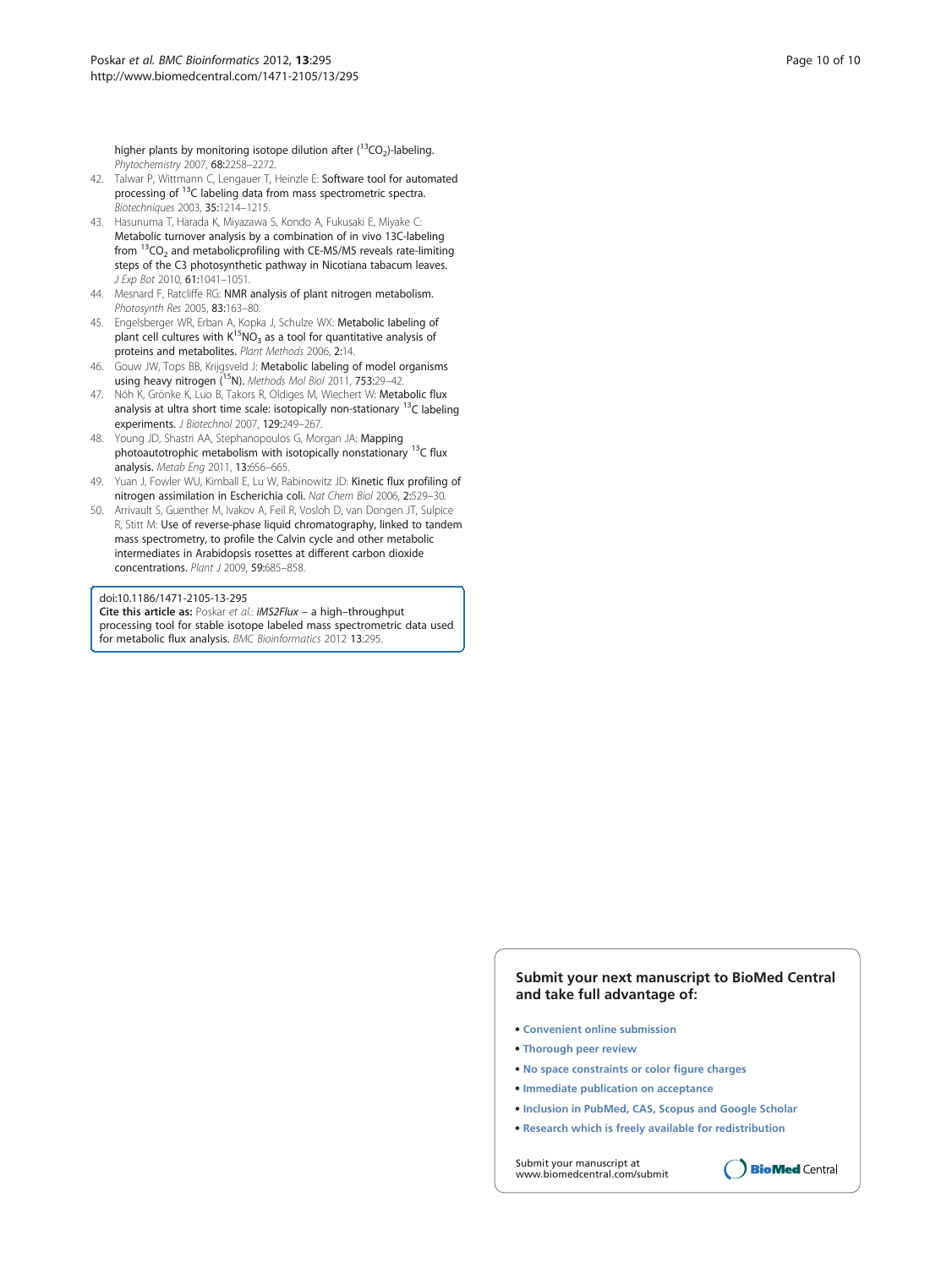higher plants by monitoring isotope dilution after ($^{13}CO_2$)-labeling. *Phytochemistry* 2007, **68**:2258–2272.

42. Talwar P, Wittmann C, Lengauer T, Heinzle E: **Software tool for automated processing of $^{13}C$ labeling data from mass spectrometric spectra.** *Biotechniques* 2003, **35**:1214–1215.
43. Hasunuma T, Harada K, Miyazawa S, Kondo A, Fukusaki E, Miyake C: **Metabolic turnover analysis by a combination of in vivo 13C-labeling from $^{13}CO_2$ and metabolicprofiling with CE-MS/MS reveals rate-limiting steps of the C3 photosynthetic pathway in Nicotiana tabacum leaves.** *J Exp Bot* 2010, **61**:1041–1051.
44. Mesnard F, Ratcliffe RG: **NMR analysis of plant nitrogen metabolism.** *Photosynth Res* 2005, **83**:163–80.
45. Engelsberger WR, Erban A, Kopka J, Schulze WX: **Metabolic labeling of plant cell cultures with $K^{15}NO_3$ as a tool for quantitative analysis of proteins and metabolites.** *Plant Methods* 2006, **2**:14.
46. Gouw JW, Tops BB, Krijgsveld J: **Metabolic labeling of model organisms using heavy nitrogen ($^{15}N$).** *Methods Mol Biol* 2011, **753**:29–42.
47. Nöh K, Grönke K, Luo B, Takors R, Oldiges M, Wiechert W: **Metabolic flux analysis at ultra short time scale: isotopically non-stationary $^{13}C$ labeling experiments.** *J Biotechnol* 2007, **129**:249–267.
48. Young JD, Shastri AA, Stephanopoulos G, Morgan JA: **Mapping photoautotrophic metabolism with isotopically nonstationary $^{13}C$ flux analysis.** *Metab Eng* 2011, **13**:656–665.
49. Yuan J, Fowler WU, Kimball E, Lu W, Rabinowitz JD: **Kinetic flux profiling of nitrogen assimilation in Escherichia coli.** *Nat Chem Biol* 2006, **2**:529–30.
50. Arrivault S, Guenther M, Ivakov A, Feil R, Vosloh D, van Dongen JT, Sulpice R, Stitt M: **Use of reverse-phase liquid chromatography, linked to tandem mass spectrometry, to profile the Calvin cycle and other metabolic intermediates in Arabidopsis rosettes at different carbon dioxide concentrations.** *Plant J* 2009, **59**:685–858.

doi:10.1186/1471-2105-13-295
**Cite this article as:** Poskar *et al.*: *iMS2Flux* – a high–throughput processing tool for stable isotope labeled mass spectrometric data used for metabolic flux analysis. *BMC Bioinformatics* 2012 **13**:295.

**Submit your next manuscript to BioMed Central and take full advantage of:**

- **Convenient online submission**
- **Thorough peer review**
- **No space constraints or color figure charges**
- **Immediate publication on acceptance**
- **Inclusion in PubMed, CAS, Scopus and Google Scholar**
- **Research which is freely available for redistribution**

Submit your manuscript at
www.biomedcentral.com/submit

BioMed Central